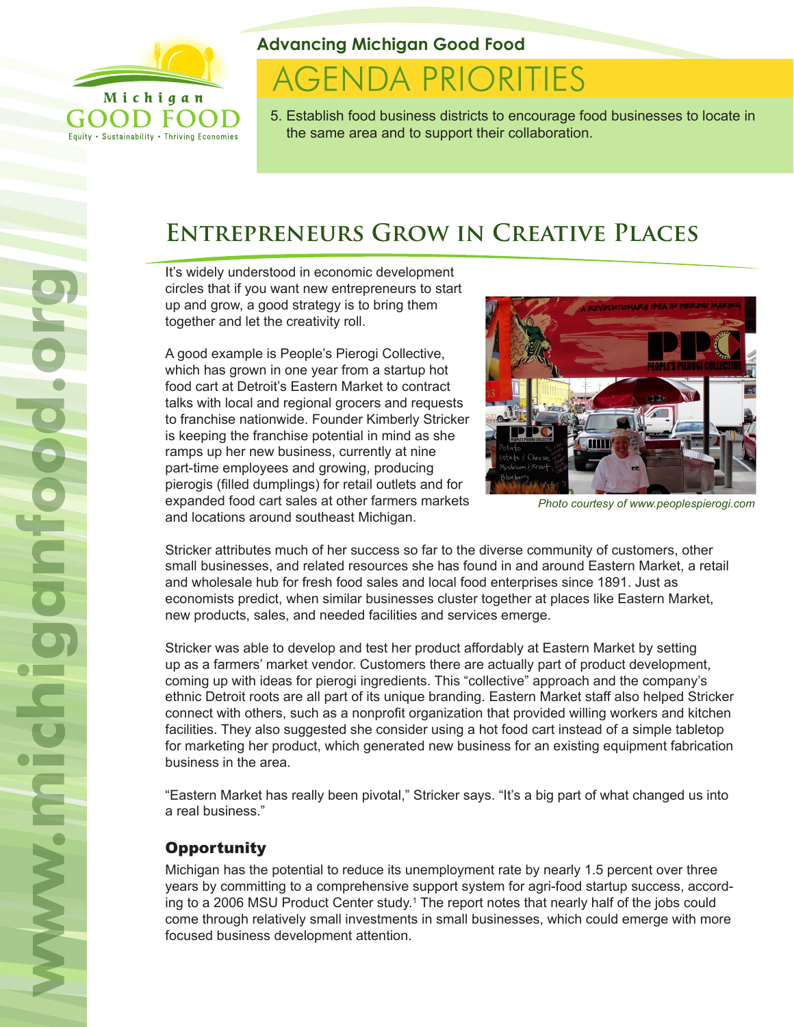Michigan GOOD FOOD

Equity • Sustainability • Thriving Economies

## Advancing Michigan Good Food

# AGENDA PRIORITIES

5. Establish food business districts to encourage food businesses to locate in the same area and to support their collaboration.

## Entrepreneurs Grow in Creative Places

It's widely understood in economic development circles that if you want new entrepreneurs to start up and grow, a good strategy is to bring them together and let the creativity roll.

A good example is People's Pierogi Collective, which has grown in one year from a startup hot food cart at Detroit's Eastern Market to contract talks with local and regional grocers and requests to franchise nationwide. Founder Kimberly Stricker is keeping the franchise potential in mind as she ramps up her new business, currently at nine part-time employees and growing, producing pierogis (filled dumplings) for retail outlets and for expanded food cart sales at other farmers markets and locations around southeast Michigan.

*Photo courtesy of www.peoplespierogi.com*

Stricker attributes much of her success so far to the diverse community of customers, other small businesses, and related resources she has found in and around Eastern Market, a retail and wholesale hub for fresh food sales and local food enterprises since 1891. Just as economists predict, when similar businesses cluster together at places like Eastern Market, new products, sales, and needed facilities and services emerge.

Stricker was able to develop and test her product affordably at Eastern Market by setting up as a farmers' market vendor. Customers there are actually part of product development, coming up with ideas for pierogi ingredients. This "collective" approach and the company's ethnic Detroit roots are all part of its unique branding. Eastern Market staff also helped Stricker connect with others, such as a nonprofit organization that provided willing workers and kitchen facilities. They also suggested she consider using a hot food cart instead of a simple tabletop for marketing her product, which generated new business for an existing equipment fabrication business in the area.

"Eastern Market has really been pivotal," Stricker says. "It's a big part of what changed us into a real business."

### Opportunity

Michigan has the potential to reduce its unemployment rate by nearly 1.5 percent over three years by committing to a comprehensive support system for agri-food startup success, according to a 2006 MSU Product Center study.[1] The report notes that nearly half of the jobs could come through relatively small investments in small businesses, which could emerge with more focused business development attention.

www.michiganfood.org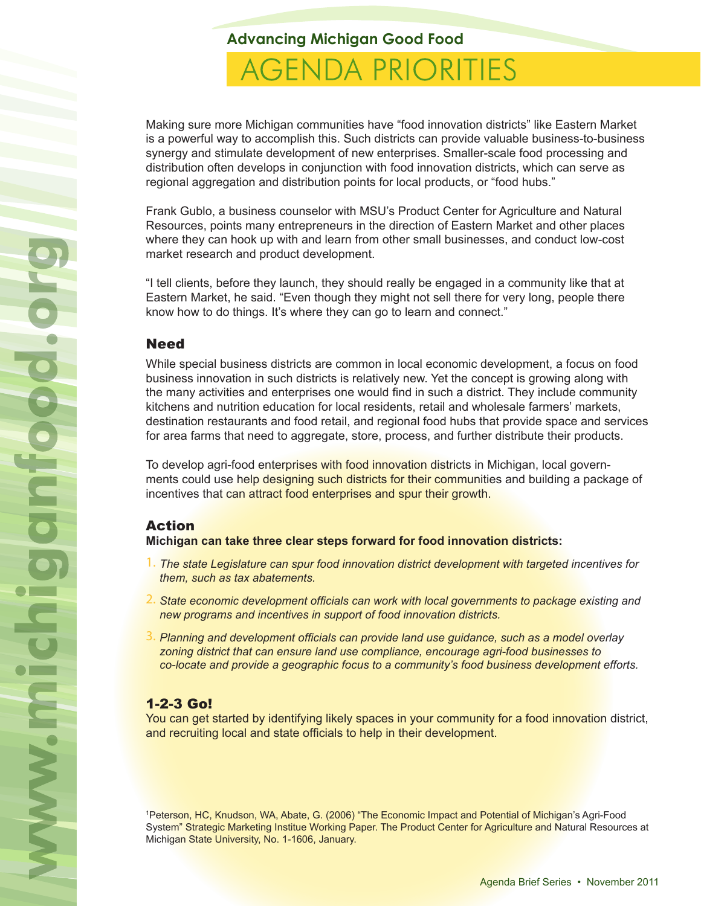## Advancing Michigan Good Food

# AGENDA PRIORITIES

Making sure more Michigan communities have "food innovation districts" like Eastern Market is a powerful way to accomplish this. Such districts can provide valuable business-to-business synergy and stimulate development of new enterprises. Smaller-scale food processing and distribution often develops in conjunction with food innovation districts, which can serve as regional aggregation and distribution points for local products, or "food hubs."

Frank Gublo, a business counselor with MSU's Product Center for Agriculture and Natural Resources, points many entrepreneurs in the direction of Eastern Market and other places where they can hook up with and learn from other small businesses, and conduct low-cost market research and product development.

"I tell clients, before they launch, they should really be engaged in a community like that at Eastern Market, he said. "Even though they might not sell there for very long, people there know how to do things. It's where they can go to learn and connect."

### Need

While special business districts are common in local economic development, a focus on food business innovation in such districts is relatively new. Yet the concept is growing along with the many activities and enterprises one would find in such a district. They include community kitchens and nutrition education for local residents, retail and wholesale farmers' markets, destination restaurants and food retail, and regional food hubs that provide space and services for area farms that need to aggregate, store, process, and further distribute their products.

To develop agri-food enterprises with food innovation districts in Michigan, local governments could use help designing such districts for their communities and building a package of incentives that can attract food enterprises and spur their growth.

### Action

**Michigan can take three clear steps forward for food innovation districts:**

1. *The state Legislature can spur food innovation district development with targeted incentives for them, such as tax abatements.*
2. *State economic development officials can work with local governments to package existing and new programs and incentives in support of food innovation districts.*
3. *Planning and development officials can provide land use guidance, such as a model overlay zoning district that can ensure land use compliance, encourage agri-food businesses to co-locate and provide a geographic focus to a community's food business development efforts.*

### 1-2-3 Go!

You can get started by identifying likely spaces in your community for a food innovation district, and recruiting local and state officials to help in their development.

[1]Peterson, HC, Knudson, WA, Abate, G. (2006) "The Economic Impact and Potential of Michigan's Agri-Food System" Strategic Marketing Institue Working Paper. The Product Center for Agriculture and Natural Resources at Michigan State University, No. 1-1606, January.

www.michiganfood.org

Agenda Brief Series • November 2011